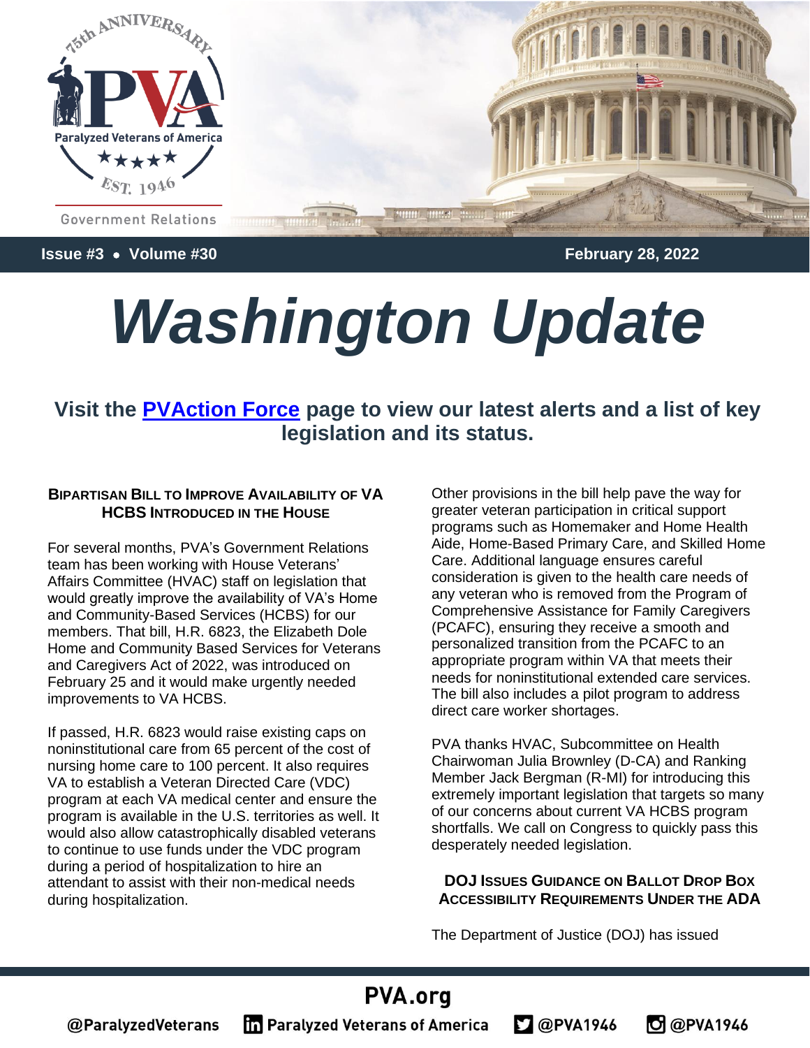Issue #3 • Volume #30 February 28, 2022

# *Washington Update*

## Visit the PVAction Force page to view our latest alerts and a list of key legislation and its status.

### Bipartisan Bill to Improve Availability of VA HCBS Introduced in the House

For several months, PVA's Government Relations team has been working with House Veterans' Affairs Committee (HVAC) staff on legislation that would greatly improve the availability of VA's Home and Community-Based Services (HCBS) for our members. That bill, H.R. 6823, the Elizabeth Dole Home and Community Based Services for Veterans and Caregivers Act of 2022, was introduced on February 25 and it would make urgently needed improvements to VA HCBS.

If passed, H.R. 6823 would raise existing caps on noninstitutional care from 65 percent of the cost of nursing home care to 100 percent. It also requires VA to establish a Veteran Directed Care (VDC) program at each VA medical center and ensure the program is available in the U.S. territories as well. It would also allow catastrophically disabled veterans to continue to use funds under the VDC program during a period of hospitalization to hire an attendant to assist with their non-medical needs during hospitalization.

Other provisions in the bill help pave the way for greater veteran participation in critical support programs such as Homemaker and Home Health Aide, Home-Based Primary Care, and Skilled Home Care. Additional language ensures careful consideration is given to the health care needs of any veteran who is removed from the Program of Comprehensive Assistance for Family Caregivers (PCAFC), ensuring they receive a smooth and personalized transition from the PCAFC to an appropriate program within VA that meets their needs for noninstitutional extended care services. The bill also includes a pilot program to address direct care worker shortages.

PVA thanks HVAC, Subcommittee on Health Chairwoman Julia Brownley (D-CA) and Ranking Member Jack Bergman (R-MI) for introducing this extremely important legislation that targets so many of our concerns about current VA HCBS program shortfalls. We call on Congress to quickly pass this desperately needed legislation.

### DOJ Issues Guidance on Ballot Drop Box Accessibility Requirements Under the ADA

The Department of Justice (DOJ) has issued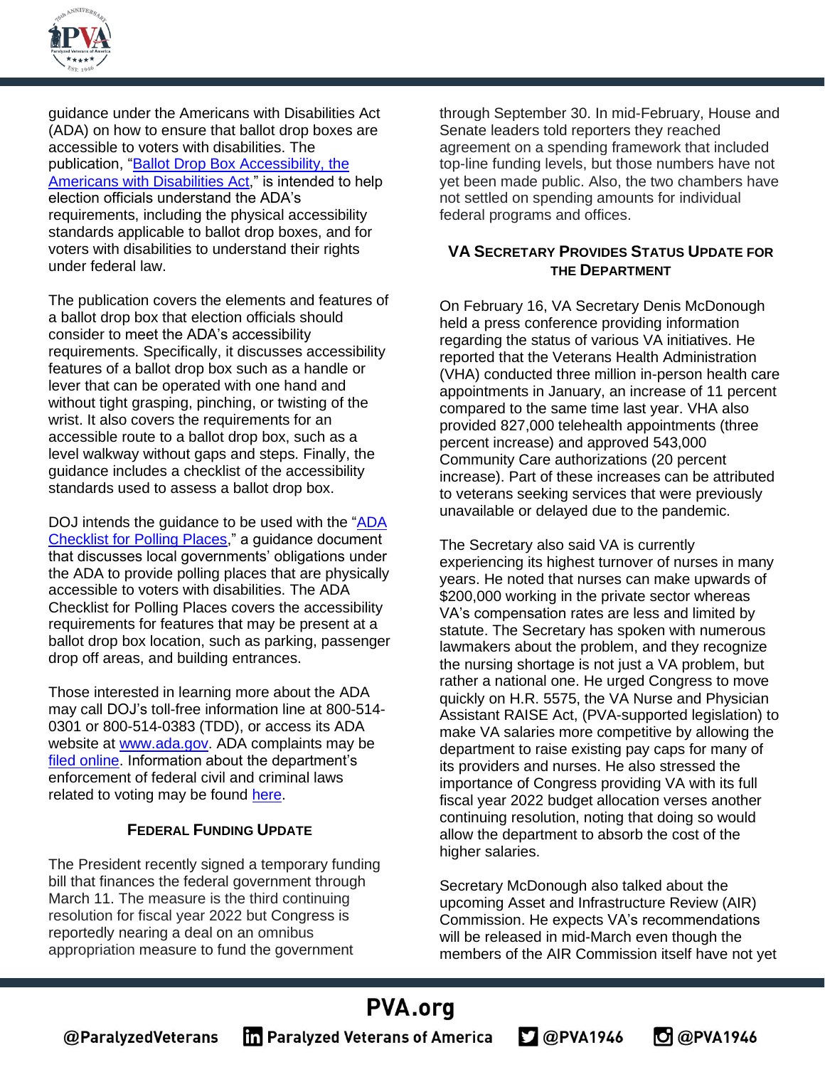guidance under the Americans with Disabilities Act (ADA) on how to ensure that ballot drop boxes are accessible to voters with disabilities. The publication, "[Ballot Drop Box Accessibility, the Americans with Disabilities Act](#)," is intended to help election officials understand the ADA's requirements, including the physical accessibility standards applicable to ballot drop boxes, and for voters with disabilities to understand their rights under federal law.

The publication covers the elements and features of a ballot drop box that election officials should consider to meet the ADA's accessibility requirements. Specifically, it discusses accessibility features of a ballot drop box such as a handle or lever that can be operated with one hand and without tight grasping, pinching, or twisting of the wrist. It also covers the requirements for an accessible route to a ballot drop box, such as a level walkway without gaps and steps. Finally, the guidance includes a checklist of the accessibility standards used to assess a ballot drop box.

DOJ intends the guidance to be used with the "[ADA Checklist for Polling Places](#)," a guidance document that discusses local governments' obligations under the ADA to provide polling places that are physically accessible to voters with disabilities. The ADA Checklist for Polling Places covers the accessibility requirements for features that may be present at a ballot drop box location, such as parking, passenger drop off areas, and building entrances.

Those interested in learning more about the ADA may call DOJ's toll-free information line at 800-514-0301 or 800-514-0383 (TDD), or access its ADA website at [www.ada.gov](http://www.ada.gov). ADA complaints may be [filed online](#). Information about the department's enforcement of federal civil and criminal laws related to voting may be found [here](#).

## Federal Funding Update

The President recently signed a temporary funding bill that finances the federal government through March 11. The measure is the third continuing resolution for fiscal year 2022 but Congress is reportedly nearing a deal on an omnibus appropriation measure to fund the government through September 30. In mid-February, House and Senate leaders told reporters they reached agreement on a spending framework that included top-line funding levels, but those numbers have not yet been made public. Also, the two chambers have not settled on spending amounts for individual federal programs and offices.

## VA Secretary Provides Status Update for the Department

On February 16, VA Secretary Denis McDonough held a press conference providing information regarding the status of various VA initiatives. He reported that the Veterans Health Administration (VHA) conducted three million in-person health care appointments in January, an increase of 11 percent compared to the same time last year. VHA also provided 827,000 telehealth appointments (three percent increase) and approved 543,000 Community Care authorizations (20 percent increase). Part of these increases can be attributed to veterans seeking services that were previously unavailable or delayed due to the pandemic.

The Secretary also said VA is currently experiencing its highest turnover of nurses in many years. He noted that nurses can make upwards of $200,000 working in the private sector whereas VA's compensation rates are less and limited by statute. The Secretary has spoken with numerous lawmakers about the problem, and they recognize the nursing shortage is not just a VA problem, but rather a national one. He urged Congress to move quickly on H.R. 5575, the VA Nurse and Physician Assistant RAISE Act, (PVA-supported legislation) to make VA salaries more competitive by allowing the department to raise existing pay caps for many of its providers and nurses. He also stressed the importance of Congress providing VA with its full fiscal year 2022 budget allocation verses another continuing resolution, noting that doing so would allow the department to absorb the cost of the higher salaries.

Secretary McDonough also talked about the upcoming Asset and Infrastructure Review (AIR) Commission. He expects VA's recommendations will be released in mid-March even though the members of the AIR Commission itself have not yet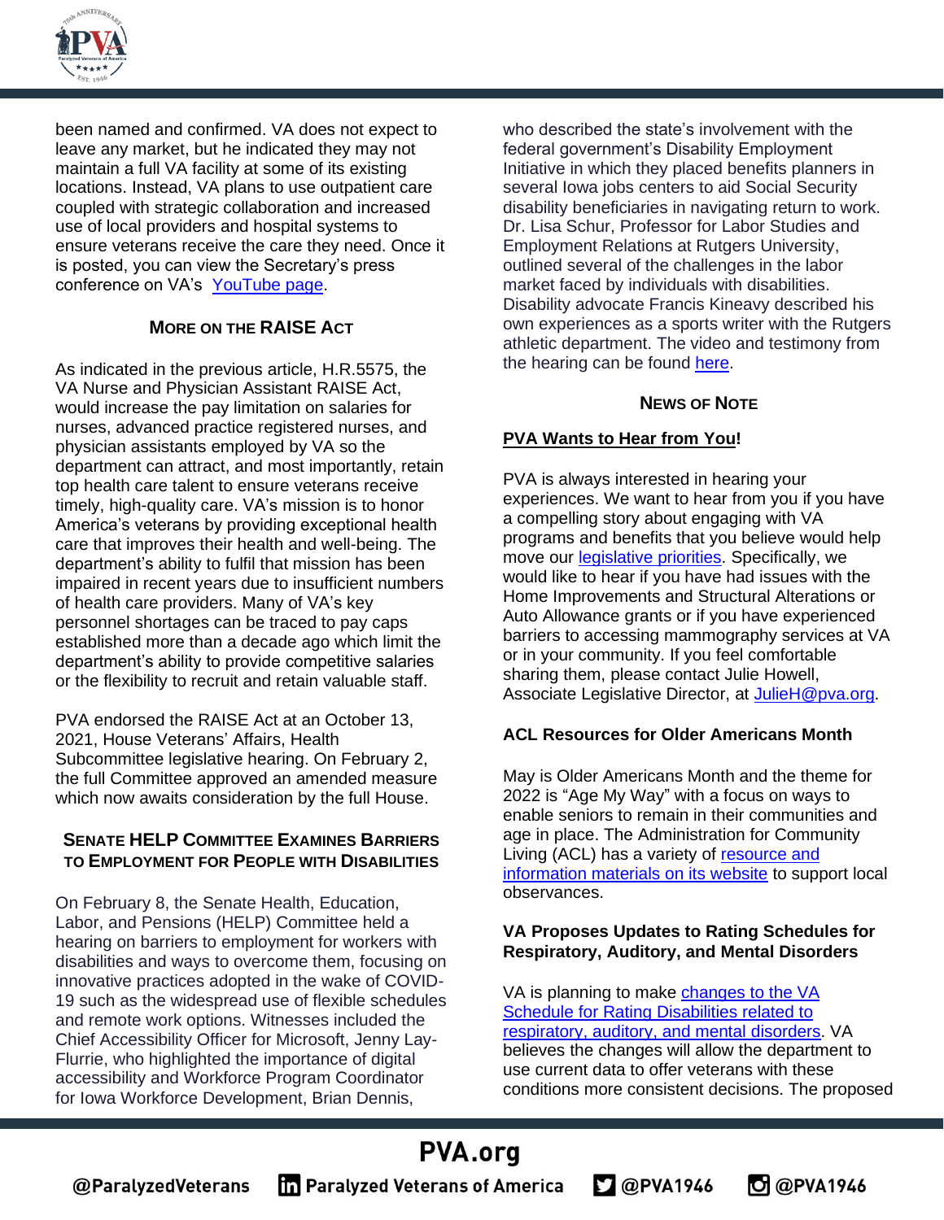been named and confirmed. VA does not expect to leave any market, but he indicated they may not maintain a full VA facility at some of its existing locations. Instead, VA plans to use outpatient care coupled with strategic collaboration and increased use of local providers and hospital systems to ensure veterans receive the care they need. Once it is posted, you can view the Secretary's press conference on VA's [YouTube page](#).

### MORE ON THE RAISE ACT

As indicated in the previous article, H.R.5575, the VA Nurse and Physician Assistant RAISE Act, would increase the pay limitation on salaries for nurses, advanced practice registered nurses, and physician assistants employed by VA so the department can attract, and most importantly, retain top health care talent to ensure veterans receive timely, high-quality care. VA's mission is to honor America's veterans by providing exceptional health care that improves their health and well-being. The department's ability to fulfil that mission has been impaired in recent years due to insufficient numbers of health care providers. Many of VA's key personnel shortages can be traced to pay caps established more than a decade ago which limit the department's ability to provide competitive salaries or the flexibility to recruit and retain valuable staff.

PVA endorsed the RAISE Act at an October 13, 2021, House Veterans' Affairs, Health Subcommittee legislative hearing. On February 2, the full Committee approved an amended measure which now awaits consideration by the full House.

### SENATE HELP COMMITTEE EXAMINES BARRIERS TO EMPLOYMENT FOR PEOPLE WITH DISABILITIES

On February 8, the Senate Health, Education, Labor, and Pensions (HELP) Committee held a hearing on barriers to employment for workers with disabilities and ways to overcome them, focusing on innovative practices adopted in the wake of COVID-19 such as the widespread use of flexible schedules and remote work options. Witnesses included the Chief Accessibility Officer for Microsoft, Jenny Lay-Flurrie, who highlighted the importance of digital accessibility and Workforce Program Coordinator for Iowa Workforce Development, Brian Dennis, who described the state's involvement with the federal government's Disability Employment Initiative in which they placed benefits planners in several Iowa jobs centers to aid Social Security disability beneficiaries in navigating return to work. Dr. Lisa Schur, Professor for Labor Studies and Employment Relations at Rutgers University, outlined several of the challenges in the labor market faced by individuals with disabilities. Disability advocate Francis Kineavy described his own experiences as a sports writer with the Rutgers athletic department. The video and testimony from the hearing can be found [here](#).

### NEWS OF NOTE

**[PVA Wants to Hear from You!](#)**

PVA is always interested in hearing your experiences. We want to hear from you if you have a compelling story about engaging with VA programs and benefits that you believe would help move our [legislative priorities](#). Specifically, we would like to hear if you have had issues with the Home Improvements and Structural Alterations or Auto Allowance grants or if you have experienced barriers to accessing mammography services at VA or in your community. If you feel comfortable sharing them, please contact Julie Howell, Associate Legislative Director, at [JulieH@pva.org](mailto:JulieH@pva.org).

**ACL Resources for Older Americans Month**

May is Older Americans Month and the theme for 2022 is "Age My Way" with a focus on ways to enable seniors to remain in their communities and age in place. The Administration for Community Living (ACL) has a variety of [resource and information materials on its website](#) to support local observances.

**VA Proposes Updates to Rating Schedules for Respiratory, Auditory, and Mental Disorders**

VA is planning to make [changes to the VA Schedule for Rating Disabilities related to respiratory, auditory, and mental disorders](#). VA believes the changes will allow the department to use current data to offer veterans with these conditions more consistent decisions. The proposed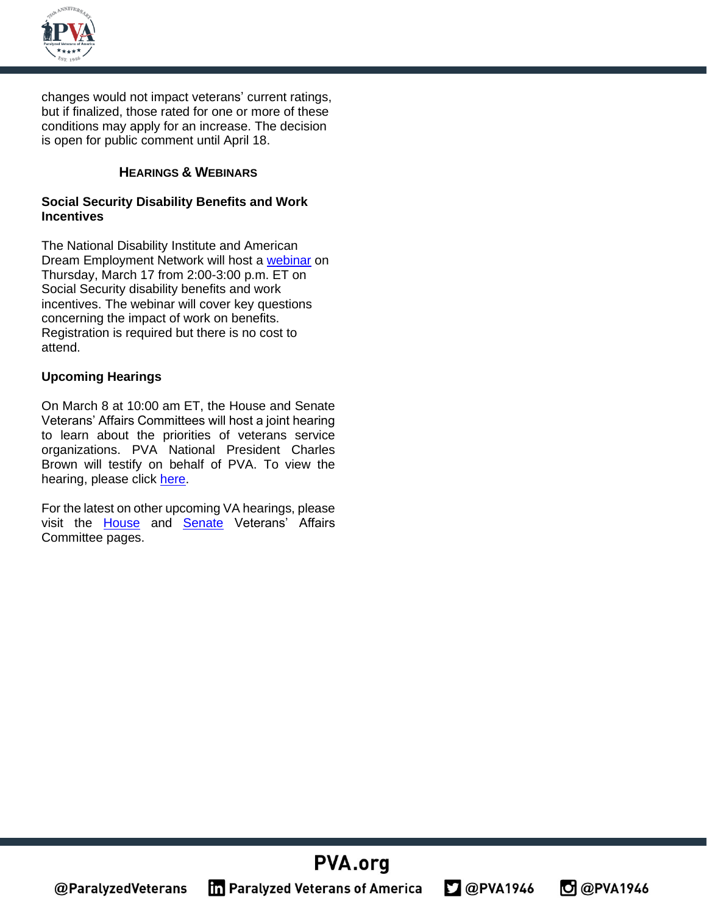changes would not impact veterans' current ratings, but if finalized, those rated for one or more of these conditions may apply for an increase. The decision is open for public comment until April 18.

## Hearings & Webinars

### Social Security Disability Benefits and Work Incentives

The National Disability Institute and American Dream Employment Network will host a webinar on Thursday, March 17 from 2:00-3:00 p.m. ET on Social Security disability benefits and work incentives. The webinar will cover key questions concerning the impact of work on benefits. Registration is required but there is no cost to attend.

### Upcoming Hearings

On March 8 at 10:00 am ET, the House and Senate Veterans' Affairs Committees will host a joint hearing to learn about the priorities of veterans service organizations. PVA National President Charles Brown will testify on behalf of PVA. To view the hearing, please click here.

For the latest on other upcoming VA hearings, please visit the House and Senate Veterans' Affairs Committee pages.